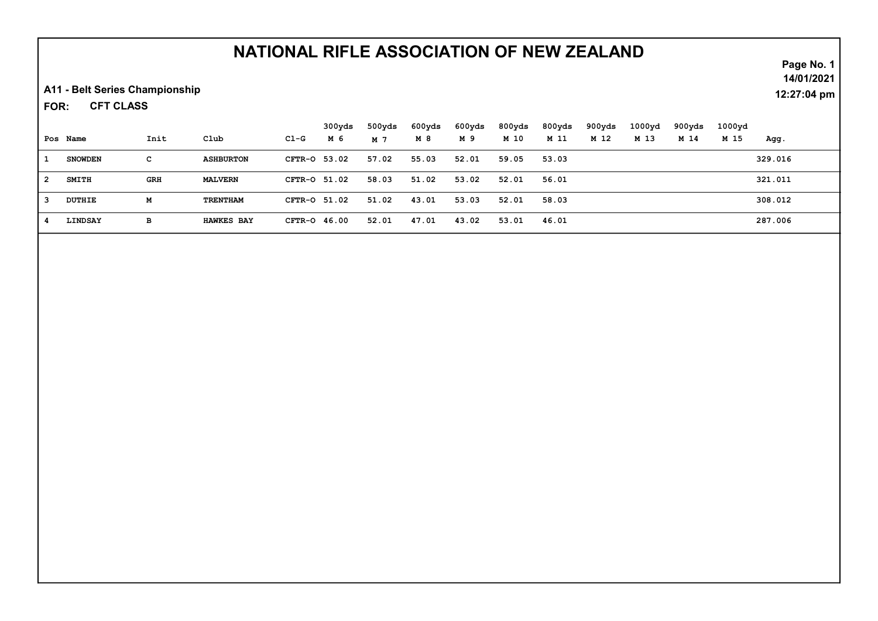# NATIONAL RIFLE ASSOCIATION OF NEW ZEALAND

**A11 - Belt Series Championship**

**FOR: CFT CLASS**

14/01/2021
12:27:04 pm

| Pos | Name | Init | Club | Cl-G | 300yds M 6 | 500yds M 7 | 600yds M 8 | 600yds M 9 | 800yds M 10 | 800yds M 11 | 900yds M 12 | 1000yd M 13 | 900yds M 14 | 1000yd M 15 | Agg. |
|---|---|---|---|---|---|---|---|---|---|---|---|---|---|---|---|
| 1 | SNOWDEN | C | ASHBURTON | CFTR-O | 53.02 | 57.02 | 55.03 | 52.01 | 59.05 | 53.03 | | | | | 329.016 |
| 2 | SMITH | GRH | MALVERN | CFTR-O | 51.02 | 58.03 | 51.02 | 53.02 | 52.01 | 56.01 | | | | | 321.011 |
| 3 | DUTHIE | M | TRENTHAM | CFTR-O | 51.02 | 51.02 | 43.01 | 53.03 | 52.01 | 58.03 | | | | | 308.012 |
| 4 | LINDSAY | B | HAWKES BAY | CFTR-O | 46.00 | 52.01 | 47.01 | 43.02 | 53.01 | 46.01 | | | | | 287.006 |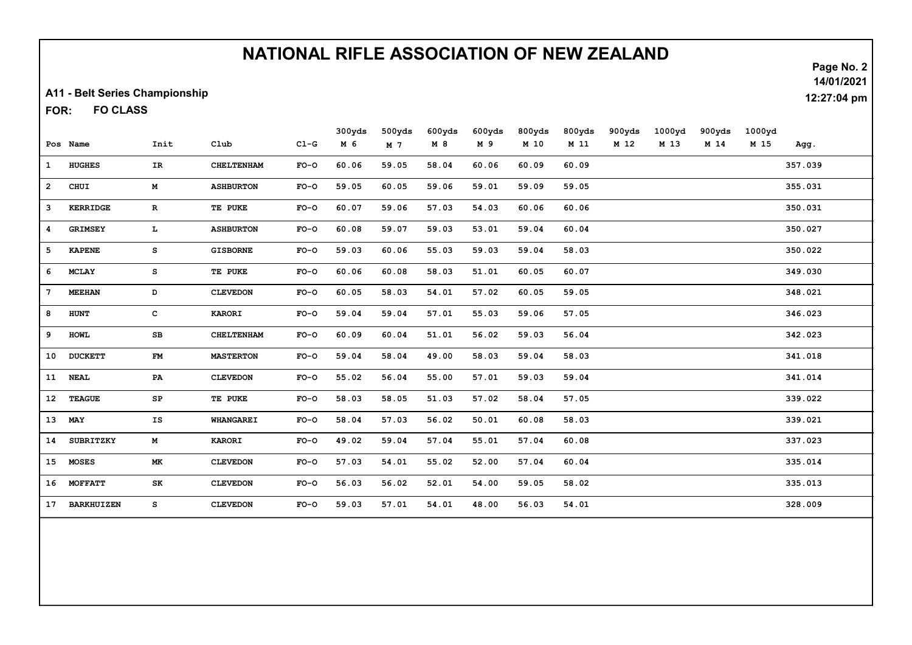# NATIONAL RIFLE ASSOCIATION OF NEW ZEALAND

14/01/2021
12:27:04 pm

**A11 - Belt Series Championship**

**FOR: FO CLASS**

| Pos | Name | Init | Club | Cl-G | 300yds M 6 | 500yds M 7 | 600yds M 8 | 600yds M 9 | 800yds M 10 | 800yds M 11 | 900yds M 12 | 1000yd M 13 | 900yds M 14 | 1000yd M 15 | Agg. |
|---|---|---|---|---|---|---|---|---|---|---|---|---|---|---|---|
| 1 | HUGHES | IR | CHELTENHAM | FO-O | 60.06 | 59.05 | 58.04 | 60.06 | 60.09 | 60.09 | | | | | 357.039 |
| 2 | CHUI | M | ASHBURTON | FO-O | 59.05 | 60.05 | 59.06 | 59.01 | 59.09 | 59.05 | | | | | 355.031 |
| 3 | KERRIDGE | R | TE PUKE | FO-O | 60.07 | 59.06 | 57.03 | 54.03 | 60.06 | 60.06 | | | | | 350.031 |
| 4 | GRIMSEY | L | ASHBURTON | FO-O | 60.08 | 59.07 | 59.03 | 53.01 | 59.04 | 60.04 | | | | | 350.027 |
| 5 | KAPENE | S | GISBORNE | FO-O | 59.03 | 60.06 | 55.03 | 59.03 | 59.04 | 58.03 | | | | | 350.022 |
| 6 | MCLAY | S | TE PUKE | FO-O | 60.06 | 60.08 | 58.03 | 51.01 | 60.05 | 60.07 | | | | | 349.030 |
| 7 | MEEHAN | D | CLEVEDON | FO-O | 60.05 | 58.03 | 54.01 | 57.02 | 60.05 | 59.05 | | | | | 348.021 |
| 8 | HUNT | C | KARORI | FO-O | 59.04 | 59.04 | 57.01 | 55.03 | 59.06 | 57.05 | | | | | 346.023 |
| 9 | HOWL | SB | CHELTENHAM | FO-O | 60.09 | 60.04 | 51.01 | 56.02 | 59.03 | 56.04 | | | | | 342.023 |
| 10 | DUCKETT | FM | MASTERTON | FO-O | 59.04 | 58.04 | 49.00 | 58.03 | 59.04 | 58.03 | | | | | 341.018 |
| 11 | NEAL | PA | CLEVEDON | FO-O | 55.02 | 56.04 | 55.00 | 57.01 | 59.03 | 59.04 | | | | | 341.014 |
| 12 | TEAGUE | SP | TE PUKE | FO-O | 58.03 | 58.05 | 51.03 | 57.02 | 58.04 | 57.05 | | | | | 339.022 |
| 13 | MAY | IS | WHANGAREI | FO-O | 58.04 | 57.03 | 56.02 | 50.01 | 60.08 | 58.03 | | | | | 339.021 |
| 14 | SUBRITZKY | M | KARORI | FO-O | 49.02 | 59.04 | 57.04 | 55.01 | 57.04 | 60.08 | | | | | 337.023 |
| 15 | MOSES | MK | CLEVEDON | FO-O | 57.03 | 54.01 | 55.02 | 52.00 | 57.04 | 60.04 | | | | | 335.014 |
| 16 | MOFFATT | SK | CLEVEDON | FO-O | 56.03 | 56.02 | 52.01 | 54.00 | 59.05 | 58.02 | | | | | 335.013 |
| 17 | BARKHUIZEN | S | CLEVEDON | FO-O | 59.03 | 57.01 | 54.01 | 48.00 | 56.03 | 54.01 | | | | | 328.009 |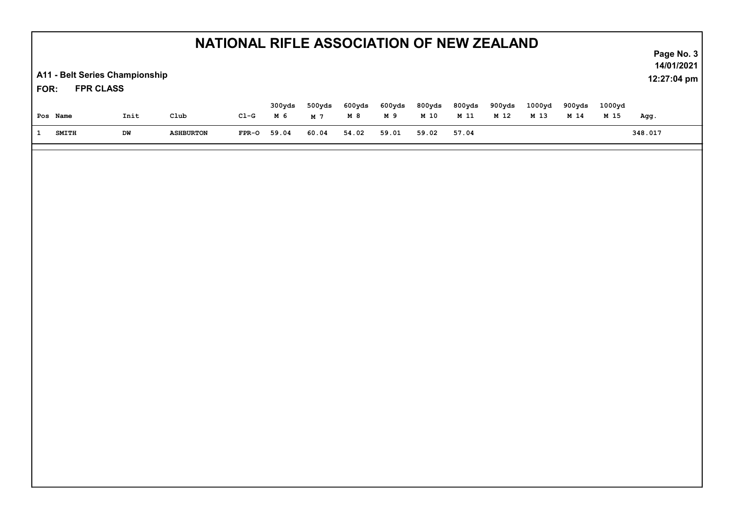# NATIONAL RIFLE ASSOCIATION OF NEW ZEALAND

14/01/2021
12:27:04 pm

**A11 - Belt Series Championship**

**FOR: FPR CLASS**

| Pos | Name | Init | Club | Cl-G | 300yds M 6 | 500yds M 7 | 600yds M 8 | 600yds M 9 | 800yds M 10 | 800yds M 11 | 900yds M 12 | 1000yd M 13 | 900yds M 14 | 1000yd M 15 | Agg. |
|---|---|---|---|---|---|---|---|---|---|---|---|---|---|---|---|
| 1 | SMITH | DW | ASHBURTON | FPR-O | 59.04 | 60.04 | 54.02 | 59.01 | 59.02 | 57.04 | | | | | 348.017 |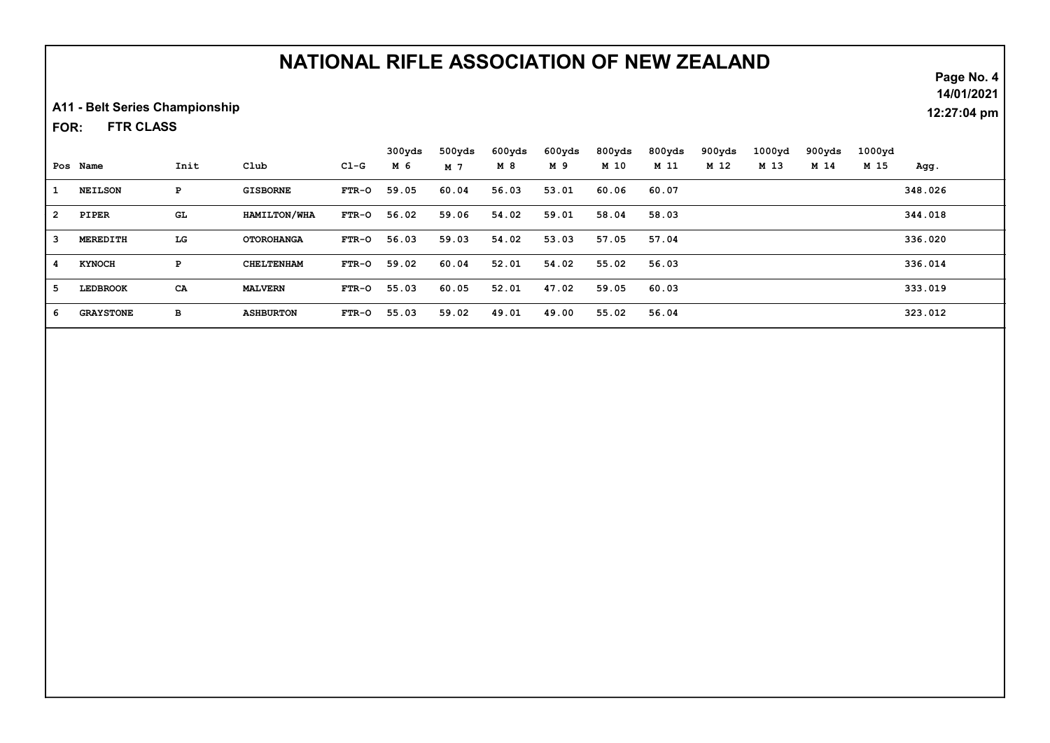# NATIONAL RIFLE ASSOCIATION OF NEW ZEALAND

14/01/2021
12:27:04 pm

**A11 - Belt Series Championship**

**FOR: FTR CLASS**

| Pos | Name | Init | Club | Cl-G | 300yds M 6 | 500yds M 7 | 600yds M 8 | 600yds M 9 | 800yds M 10 | 800yds M 11 | 900yds M 12 | 1000yd M 13 | 900yds M 14 | 1000yd M 15 | Agg. |
|---|---|---|---|---|---|---|---|---|---|---|---|---|---|---|---|
| 1 | NEILSON | P | GISBORNE | FTR-O | 59.05 | 60.04 | 56.03 | 53.01 | 60.06 | 60.07 | | | | | 348.026 |
| 2 | PIPER | GL | HAMILTON/WHA | FTR-O | 56.02 | 59.06 | 54.02 | 59.01 | 58.04 | 58.03 | | | | | 344.018 |
| 3 | MEREDITH | LG | OTOROHANGA | FTR-O | 56.03 | 59.03 | 54.02 | 53.03 | 57.05 | 57.04 | | | | | 336.020 |
| 4 | KYNOCH | P | CHELTENHAM | FTR-O | 59.02 | 60.04 | 52.01 | 54.02 | 55.02 | 56.03 | | | | | 336.014 |
| 5 | LEDBROOK | CA | MALVERN | FTR-O | 55.03 | 60.05 | 52.01 | 47.02 | 59.05 | 60.03 | | | | | 333.019 |
| 6 | GRAYSTONE | B | ASHBURTON | FTR-O | 55.03 | 59.02 | 49.01 | 49.00 | 55.02 | 56.04 | | | | | 323.012 |